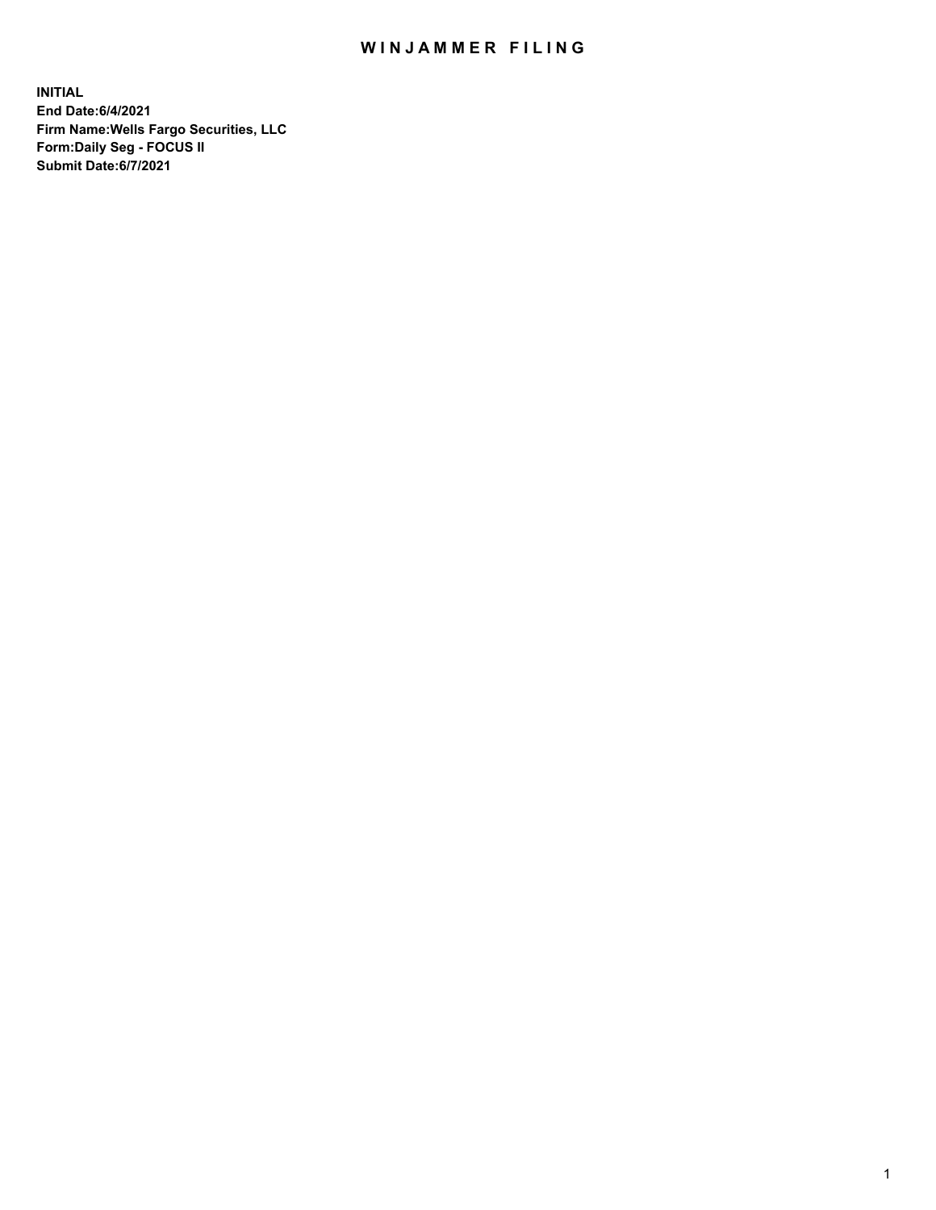# WINJAMMER FILING

**INITIAL**
**End Date:6/4/2021**
**Firm Name:Wells Fargo Securities, LLC**
**Form:Daily Seg - FOCUS II**
**Submit Date:6/7/2021**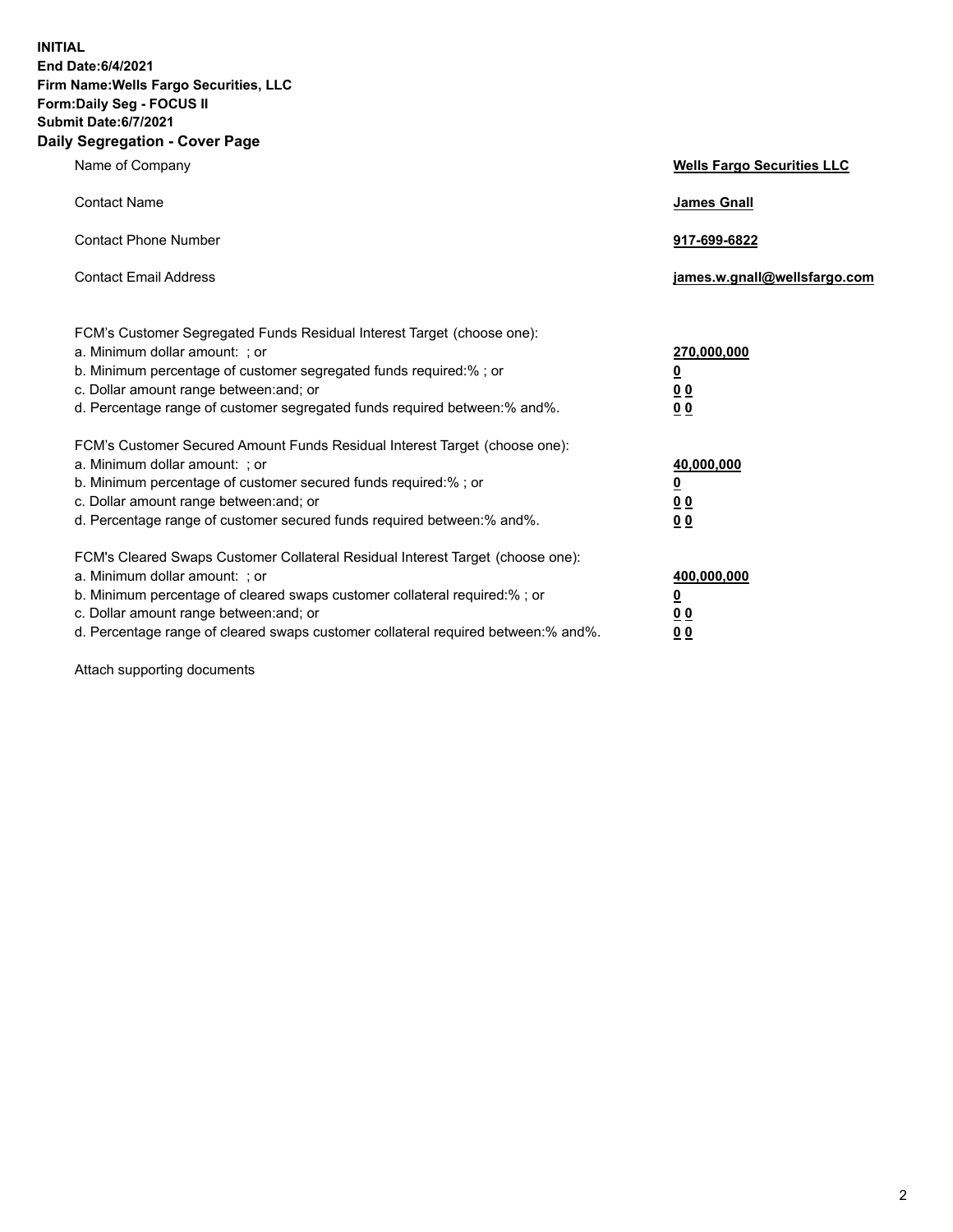**INITIAL**
**End Date:6/4/2021**
**Firm Name:Wells Fargo Securities, LLC**
**Form:Daily Seg - FOCUS II**
**Submit Date:6/7/2021**

## Daily Segregation - Cover Page

| | |
|---|---|
| Name of Company | **Wells Fargo Securities LLC** |
| Contact Name | **James Gnall** |
| Contact Phone Number | **917-699-6822** |
| Contact Email Address | **james.w.gnall@wellsfargo.com** |

| | |
|---|---|
| FCM's Customer Segregated Funds Residual Interest Target (choose one): | |
| a. Minimum dollar amount: ; or | **270,000,000** |
| b. Minimum percentage of customer segregated funds required:% ; or | **0** |
| c. Dollar amount range between:and; or | **0 0** |
| d. Percentage range of customer segregated funds required between:% and%. | **0 0** |
| FCM's Customer Secured Amount Funds Residual Interest Target (choose one): | |
| a. Minimum dollar amount: ; or | **40,000,000** |
| b. Minimum percentage of customer secured funds required:% ; or | **0** |
| c. Dollar amount range between:and; or | **0 0** |
| d. Percentage range of customer secured funds required between:% and%. | **0 0** |
| FCM's Cleared Swaps Customer Collateral Residual Interest Target (choose one): | |
| a. Minimum dollar amount: ; or | **400,000,000** |
| b. Minimum percentage of cleared swaps customer collateral required:% ; or | **0** |
| c. Dollar amount range between:and; or | **0 0** |
| d. Percentage range of cleared swaps customer collateral required between:% and%. | **0 0** |

Attach supporting documents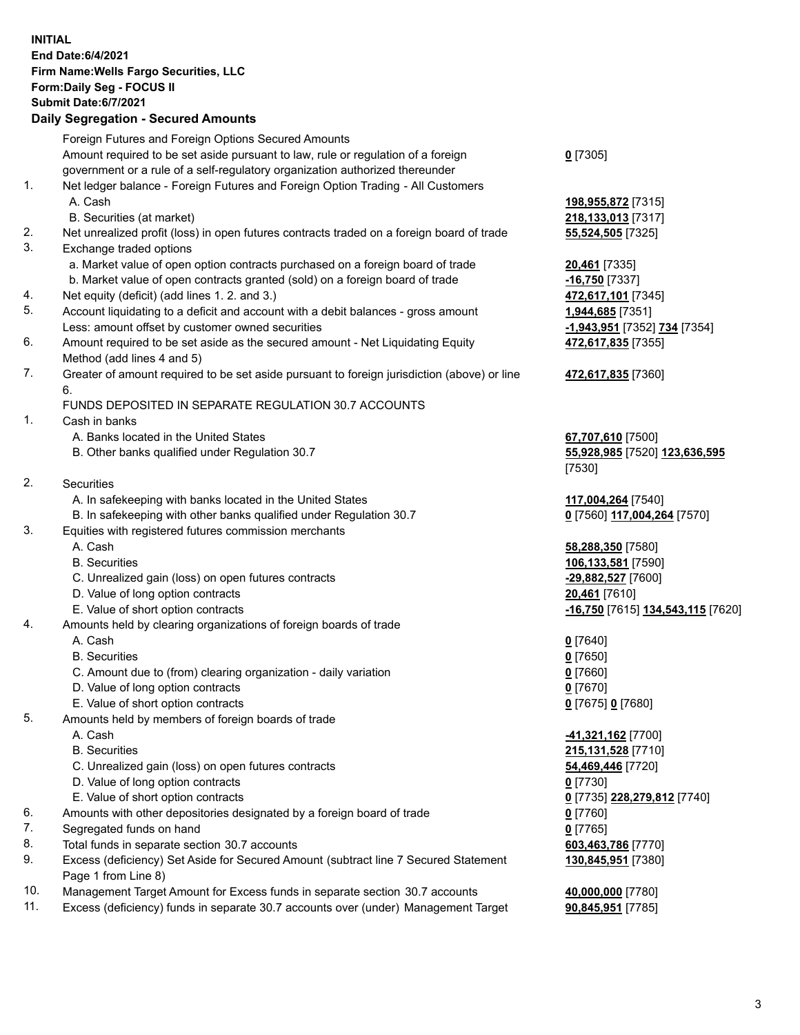**INITIAL**
**End Date:6/4/2021**
**Firm Name:Wells Fargo Securities, LLC**
**Form:Daily Seg - FOCUS II**
**Submit Date:6/7/2021**
**Daily Segregation - Secured Amounts**

| | | |
|---|---|---|
| | Foreign Futures and Foreign Options Secured Amounts | |
| | Amount required to be set aside pursuant to law, rule or regulation of a foreign government or a rule of a self-regulatory organization authorized thereunder | **0** [7305] |
| 1. | Net ledger balance - Foreign Futures and Foreign Option Trading - All Customers | |
| | A. Cash | **198,955,872** [7315] |
| | B. Securities (at market) | **218,133,013** [7317] |
| 2. | Net unrealized profit (loss) in open futures contracts traded on a foreign board of trade | **55,524,505** [7325] |
| 3. | Exchange traded options | |
| | a. Market value of open option contracts purchased on a foreign board of trade | **20,461** [7335] |
| | b. Market value of open contracts granted (sold) on a foreign board of trade | **-16,750** [7337] |
| 4. | Net equity (deficit) (add lines 1. 2. and 3.) | **472,617,101** [7345] |
| 5. | Account liquidating to a deficit and account with a debit balances - gross amount | **1,944,685** [7351] |
| | Less: amount offset by customer owned securities | **-1,943,951** [7352] **734** [7354] |
| 6. | Amount required to be set aside as the secured amount - Net Liquidating Equity Method (add lines 4 and 5) | **472,617,835** [7355] |
| 7. | Greater of amount required to be set aside pursuant to foreign jurisdiction (above) or line 6. | **472,617,835** [7360] |
| | FUNDS DEPOSITED IN SEPARATE REGULATION 30.7 ACCOUNTS | |
| 1. | Cash in banks | |
| | A. Banks located in the United States | **67,707,610** [7500] |
| | B. Other banks qualified under Regulation 30.7 | **55,928,985** [7520] **123,636,595** [7530] |
| 2. | Securities | |
| | A. In safekeeping with banks located in the United States | **117,004,264** [7540] |
| | B. In safekeeping with other banks qualified under Regulation 30.7 | **0** [7560] **117,004,264** [7570] |
| 3. | Equities with registered futures commission merchants | |
| | A. Cash | **58,288,350** [7580] |
| | B. Securities | **106,133,581** [7590] |
| | C. Unrealized gain (loss) on open futures contracts | **-29,882,527** [7600] |
| | D. Value of long option contracts | **20,461** [7610] |
| | E. Value of short option contracts | **-16,750** [7615] **134,543,115** [7620] |
| 4. | Amounts held by clearing organizations of foreign boards of trade | |
| | A. Cash | **0** [7640] |
| | B. Securities | **0** [7650] |
| | C. Amount due to (from) clearing organization - daily variation | **0** [7660] |
| | D. Value of long option contracts | **0** [7670] |
| | E. Value of short option contracts | **0** [7675] **0** [7680] |
| 5. | Amounts held by members of foreign boards of trade | |
| | A. Cash | **-41,321,162** [7700] |
| | B. Securities | **215,131,528** [7710] |
| | C. Unrealized gain (loss) on open futures contracts | **54,469,446** [7720] |
| | D. Value of long option contracts | **0** [7730] |
| | E. Value of short option contracts | **0** [7735] **228,279,812** [7740] |
| 6. | Amounts with other depositories designated by a foreign board of trade | **0** [7760] |
| 7. | Segregated funds on hand | **0** [7765] |
| 8. | Total funds in separate section 30.7 accounts | **603,463,786** [7770] |
| 9. | Excess (deficiency) Set Aside for Secured Amount (subtract line 7 Secured Statement Page 1 from Line 8) | **130,845,951** [7380] |
| 10. | Management Target Amount for Excess funds in separate section 30.7 accounts | **40,000,000** [7780] |
| 11. | Excess (deficiency) funds in separate 30.7 accounts over (under) Management Target | **90,845,951** [7785] |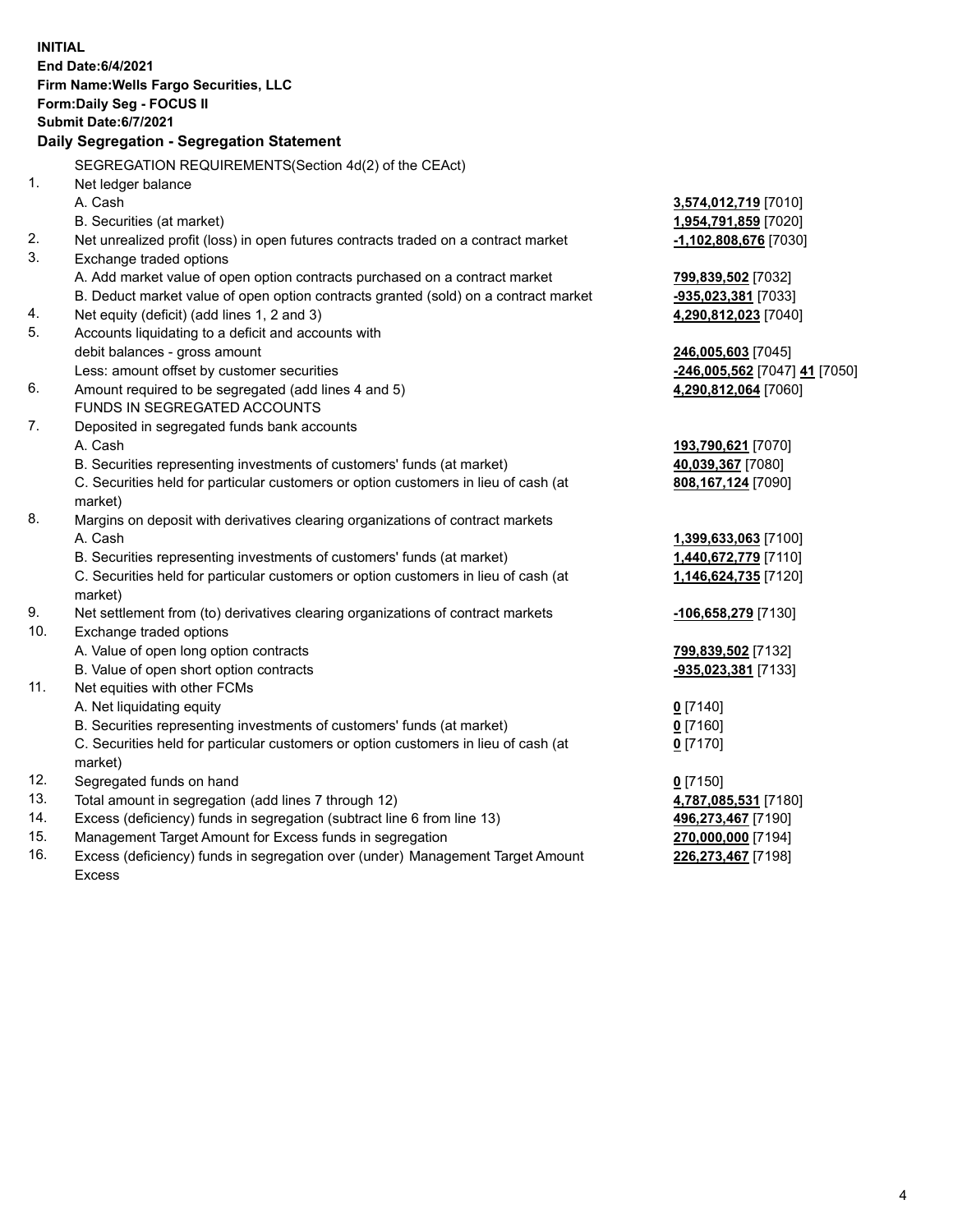**INITIAL**
**End Date:6/4/2021**
**Firm Name:Wells Fargo Securities, LLC**
**Form:Daily Seg - FOCUS II**
**Submit Date:6/7/2021**

**Daily Segregation - Segregation Statement**

| | | |
|---|---|---|
| | SEGREGATION REQUIREMENTS(Section 4d(2) of the CEAct) | |
| 1. | Net ledger balance | |
| | A. Cash | **3,574,012,719** [7010] |
| | B. Securities (at market) | **1,954,791,859** [7020] |
| 2. | Net unrealized profit (loss) in open futures contracts traded on a contract market | **-1,102,808,676** [7030] |
| 3. | Exchange traded options | |
| | A. Add market value of open option contracts purchased on a contract market | **799,839,502** [7032] |
| | B. Deduct market value of open option contracts granted (sold) on a contract market | **-935,023,381** [7033] |
| 4. | Net equity (deficit) (add lines 1, 2 and 3) | **4,290,812,023** [7040] |
| 5. | Accounts liquidating to a deficit and accounts with debit balances - gross amount | **246,005,603** [7045] |
| | Less: amount offset by customer securities | **-246,005,562** [7047] **41** [7050] |
| 6. | Amount required to be segregated (add lines 4 and 5) | **4,290,812,064** [7060] |
| | FUNDS IN SEGREGATED ACCOUNTS | |
| 7. | Deposited in segregated funds bank accounts | |
| | A. Cash | **193,790,621** [7070] |
| | B. Securities representing investments of customers' funds (at market) | **40,039,367** [7080] |
| | C. Securities held for particular customers or option customers in lieu of cash (at market) | **808,167,124** [7090] |
| 8. | Margins on deposit with derivatives clearing organizations of contract markets | |
| | A. Cash | **1,399,633,063** [7100] |
| | B. Securities representing investments of customers' funds (at market) | **1,440,672,779** [7110] |
| | C. Securities held for particular customers or option customers in lieu of cash (at market) | **1,146,624,735** [7120] |
| 9. | Net settlement from (to) derivatives clearing organizations of contract markets | **-106,658,279** [7130] |
| 10. | Exchange traded options | |
| | A. Value of open long option contracts | **799,839,502** [7132] |
| | B. Value of open short option contracts | **-935,023,381** [7133] |
| 11. | Net equities with other FCMs | |
| | A. Net liquidating equity | **0** [7140] |
| | B. Securities representing investments of customers' funds (at market) | **0** [7160] |
| | C. Securities held for particular customers or option customers in lieu of cash (at market) | **0** [7170] |
| 12. | Segregated funds on hand | **0** [7150] |
| 13. | Total amount in segregation (add lines 7 through 12) | **4,787,085,531** [7180] |
| 14. | Excess (deficiency) funds in segregation (subtract line 6 from line 13) | **496,273,467** [7190] |
| 15. | Management Target Amount for Excess funds in segregation | **270,000,000** [7194] |
| 16. | Excess (deficiency) funds in segregation over (under) Management Target Amount Excess | **226,273,467** [7198] |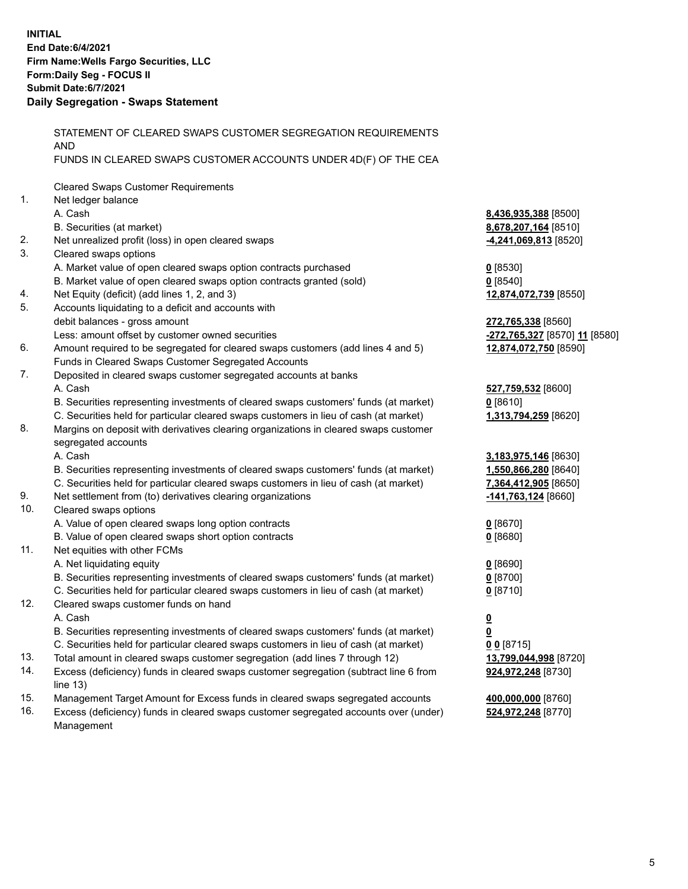**INITIAL**
**End Date:6/4/2021**
**Firm Name:Wells Fargo Securities, LLC**
**Form:Daily Seg - FOCUS II**
**Submit Date:6/7/2021**
**Daily Segregation - Swaps Statement**

STATEMENT OF CLEARED SWAPS CUSTOMER SEGREGATION REQUIREMENTS AND
FUNDS IN CLEARED SWAPS CUSTOMER ACCOUNTS UNDER 4D(F) OF THE CEA

| | | |
|---|---|---|
| | Cleared Swaps Customer Requirements | |
| 1. | Net ledger balance | |
| | A. Cash | **8,436,935,388** [8500] |
| | B. Securities (at market) | **8,678,207,164** [8510] |
| 2. | Net unrealized profit (loss) in open cleared swaps | **-4,241,069,813** [8520] |
| 3. | Cleared swaps options | |
| | A. Market value of open cleared swaps option contracts purchased | **0** [8530] |
| | B. Market value of open cleared swaps option contracts granted (sold) | **0** [8540] |
| 4. | Net Equity (deficit) (add lines 1, 2, and 3) | **12,874,072,739** [8550] |
| 5. | Accounts liquidating to a deficit and accounts with | |
| | debit balances - gross amount | **272,765,338** [8560] |
| | Less: amount offset by customer owned securities | **-272,765,327** [8570] **11** [8580] |
| 6. | Amount required to be segregated for cleared swaps customers (add lines 4 and 5) | **12,874,072,750** [8590] |
| | Funds in Cleared Swaps Customer Segregated Accounts | |
| 7. | Deposited in cleared swaps customer segregated accounts at banks | |
| | A. Cash | **527,759,532** [8600] |
| | B. Securities representing investments of cleared swaps customers' funds (at market) | **0** [8610] |
| | C. Securities held for particular cleared swaps customers in lieu of cash (at market) | **1,313,794,259** [8620] |
| 8. | Margins on deposit with derivatives clearing organizations in cleared swaps customer segregated accounts | |
| | A. Cash | **3,183,975,146** [8630] |
| | B. Securities representing investments of cleared swaps customers' funds (at market) | **1,550,866,280** [8640] |
| | C. Securities held for particular cleared swaps customers in lieu of cash (at market) | **7,364,412,905** [8650] |
| 9. | Net settlement from (to) derivatives clearing organizations | **-141,763,124** [8660] |
| 10. | Cleared swaps options | |
| | A. Value of open cleared swaps long option contracts | **0** [8670] |
| | B. Value of open cleared swaps short option contracts | **0** [8680] |
| 11. | Net equities with other FCMs | |
| | A. Net liquidating equity | **0** [8690] |
| | B. Securities representing investments of cleared swaps customers' funds (at market) | **0** [8700] |
| | C. Securities held for particular cleared swaps customers in lieu of cash (at market) | **0** [8710] |
| 12. | Cleared swaps customer funds on hand | |
| | A. Cash | **0** |
| | B. Securities representing investments of cleared swaps customers' funds (at market) | **0** |
| | C. Securities held for particular cleared swaps customers in lieu of cash (at market) | **0** **0** [8715] |
| 13. | Total amount in cleared swaps customer segregation (add lines 7 through 12) | **13,799,044,998** [8720] |
| 14. | Excess (deficiency) funds in cleared swaps customer segregation (subtract line 6 from line 13) | **924,972,248** [8730] |
| 15. | Management Target Amount for Excess funds in cleared swaps segregated accounts | **400,000,000** [8760] |
| 16. | Excess (deficiency) funds in cleared swaps customer segregated accounts over (under) Management | **524,972,248** [8770] |